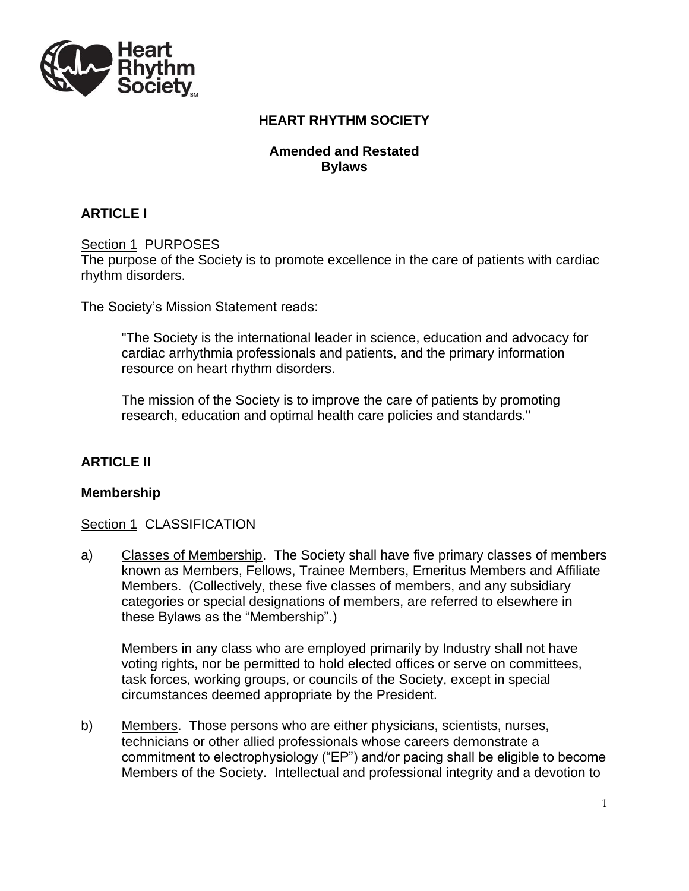# HEART RHYTHM SOCIETY

## Amended and Restated Bylaws

## ARTICLE I

Section 1 PURPOSES

The purpose of the Society is to promote excellence in the care of patients with cardiac rhythm disorders.

The Society's Mission Statement reads:

> "The Society is the international leader in science, education and advocacy for cardiac arrhythmia professionals and patients, and the primary information resource on heart rhythm disorders.
>
> The mission of the Society is to improve the care of patients by promoting research, education and optimal health care policies and standards."

## ARTICLE II

### Membership

Section 1 CLASSIFICATION

a) Classes of Membership. The Society shall have five primary classes of members known as Members, Fellows, Trainee Members, Emeritus Members and Affiliate Members. (Collectively, these five classes of members, and any subsidiary categories or special designations of members, are referred to elsewhere in these Bylaws as the "Membership".)

   Members in any class who are employed primarily by Industry shall not have voting rights, nor be permitted to hold elected offices or serve on committees, task forces, working groups, or councils of the Society, except in special circumstances deemed appropriate by the President.

b) Members. Those persons who are either physicians, scientists, nurses, technicians or other allied professionals whose careers demonstrate a commitment to electrophysiology ("EP") and/or pacing shall be eligible to become Members of the Society. Intellectual and professional integrity and a devotion to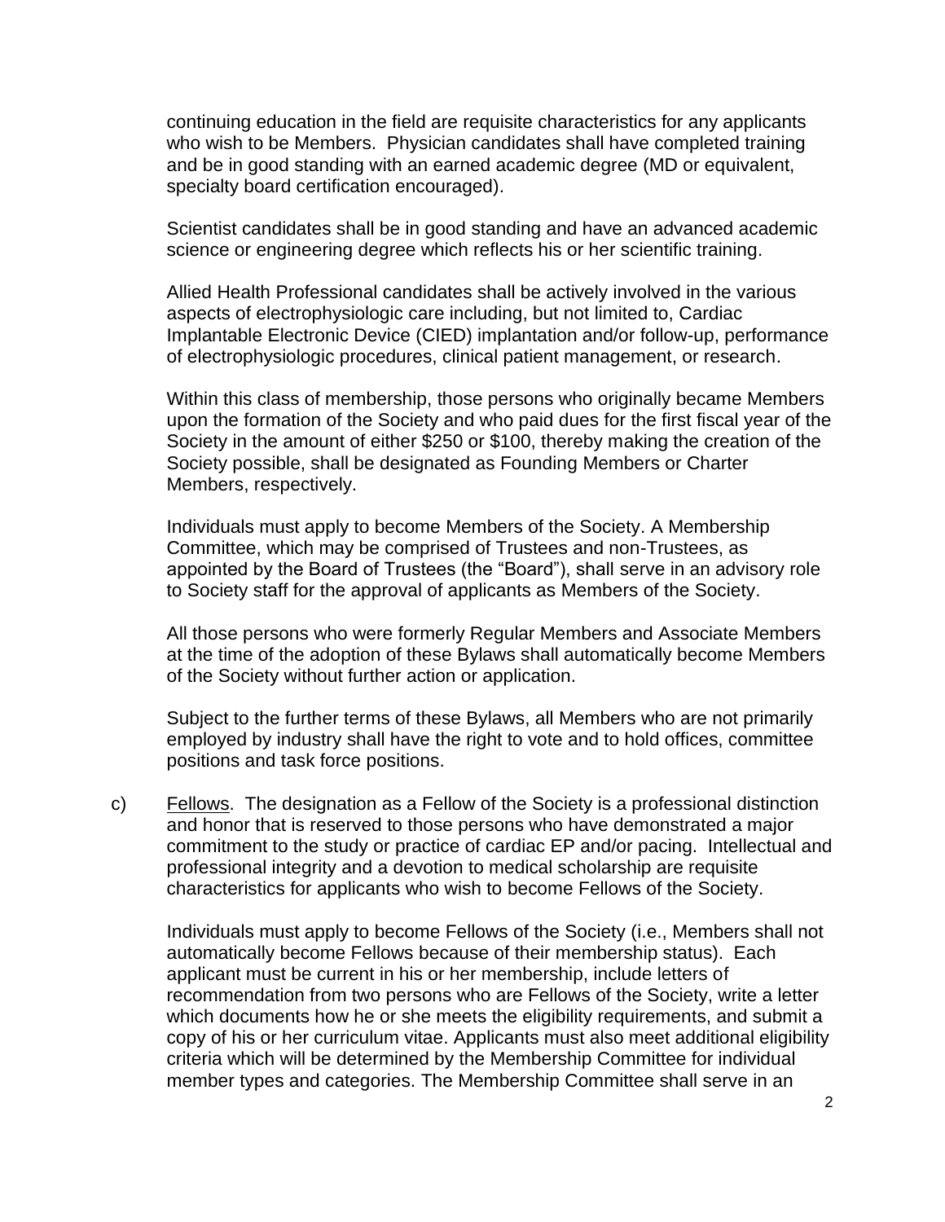continuing education in the field are requisite characteristics for any applicants who wish to be Members. Physician candidates shall have completed training and be in good standing with an earned academic degree (MD or equivalent, specialty board certification encouraged).

Scientist candidates shall be in good standing and have an advanced academic science or engineering degree which reflects his or her scientific training.

Allied Health Professional candidates shall be actively involved in the various aspects of electrophysiologic care including, but not limited to, Cardiac Implantable Electronic Device (CIED) implantation and/or follow-up, performance of electrophysiologic procedures, clinical patient management, or research.

Within this class of membership, those persons who originally became Members upon the formation of the Society and who paid dues for the first fiscal year of the Society in the amount of either $250 or $100, thereby making the creation of the Society possible, shall be designated as Founding Members or Charter Members, respectively.

Individuals must apply to become Members of the Society. A Membership Committee, which may be comprised of Trustees and non-Trustees, as appointed by the Board of Trustees (the "Board"), shall serve in an advisory role to Society staff for the approval of applicants as Members of the Society.

All those persons who were formerly Regular Members and Associate Members at the time of the adoption of these Bylaws shall automatically become Members of the Society without further action or application.

Subject to the further terms of these Bylaws, all Members who are not primarily employed by industry shall have the right to vote and to hold offices, committee positions and task force positions.

c) Fellows. The designation as a Fellow of the Society is a professional distinction and honor that is reserved to those persons who have demonstrated a major commitment to the study or practice of cardiac EP and/or pacing. Intellectual and professional integrity and a devotion to medical scholarship are requisite characteristics for applicants who wish to become Fellows of the Society.

Individuals must apply to become Fellows of the Society (i.e., Members shall not automatically become Fellows because of their membership status). Each applicant must be current in his or her membership, include letters of recommendation from two persons who are Fellows of the Society, write a letter which documents how he or she meets the eligibility requirements, and submit a copy of his or her curriculum vitae. Applicants must also meet additional eligibility criteria which will be determined by the Membership Committee for individual member types and categories. The Membership Committee shall serve in an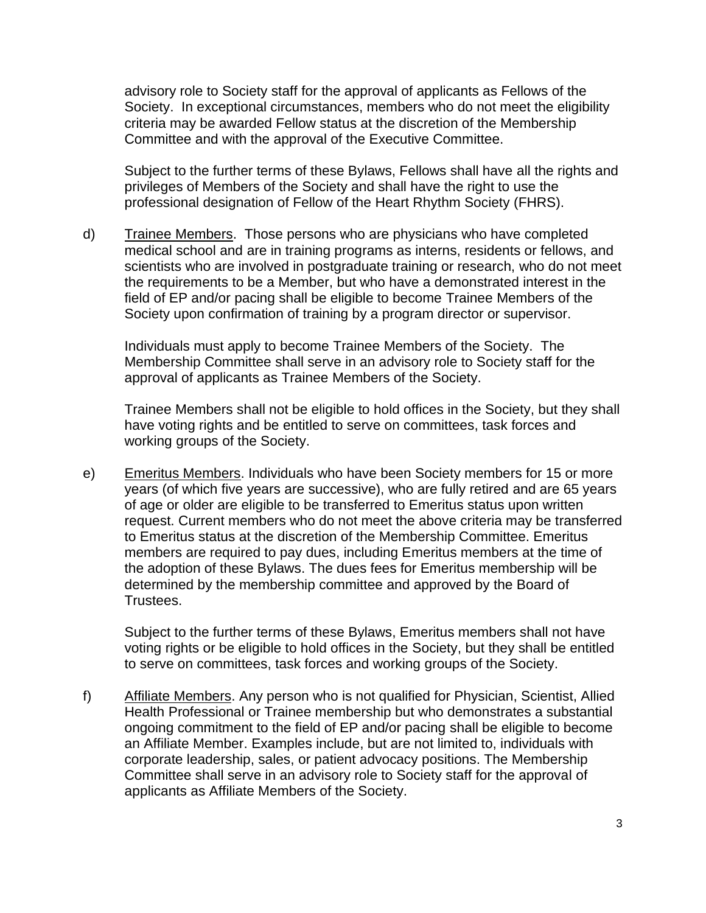advisory role to Society staff for the approval of applicants as Fellows of the Society. In exceptional circumstances, members who do not meet the eligibility criteria may be awarded Fellow status at the discretion of the Membership Committee and with the approval of the Executive Committee.

Subject to the further terms of these Bylaws, Fellows shall have all the rights and privileges of Members of the Society and shall have the right to use the professional designation of Fellow of the Heart Rhythm Society (FHRS).

d) Trainee Members. Those persons who are physicians who have completed medical school and are in training programs as interns, residents or fellows, and scientists who are involved in postgraduate training or research, who do not meet the requirements to be a Member, but who have a demonstrated interest in the field of EP and/or pacing shall be eligible to become Trainee Members of the Society upon confirmation of training by a program director or supervisor.

Individuals must apply to become Trainee Members of the Society. The Membership Committee shall serve in an advisory role to Society staff for the approval of applicants as Trainee Members of the Society.

Trainee Members shall not be eligible to hold offices in the Society, but they shall have voting rights and be entitled to serve on committees, task forces and working groups of the Society.

e) Emeritus Members. Individuals who have been Society members for 15 or more years (of which five years are successive), who are fully retired and are 65 years of age or older are eligible to be transferred to Emeritus status upon written request. Current members who do not meet the above criteria may be transferred to Emeritus status at the discretion of the Membership Committee. Emeritus members are required to pay dues, including Emeritus members at the time of the adoption of these Bylaws. The dues fees for Emeritus membership will be determined by the membership committee and approved by the Board of Trustees.

Subject to the further terms of these Bylaws, Emeritus members shall not have voting rights or be eligible to hold offices in the Society, but they shall be entitled to serve on committees, task forces and working groups of the Society.

f) Affiliate Members. Any person who is not qualified for Physician, Scientist, Allied Health Professional or Trainee membership but who demonstrates a substantial ongoing commitment to the field of EP and/or pacing shall be eligible to become an Affiliate Member. Examples include, but are not limited to, individuals with corporate leadership, sales, or patient advocacy positions. The Membership Committee shall serve in an advisory role to Society staff for the approval of applicants as Affiliate Members of the Society.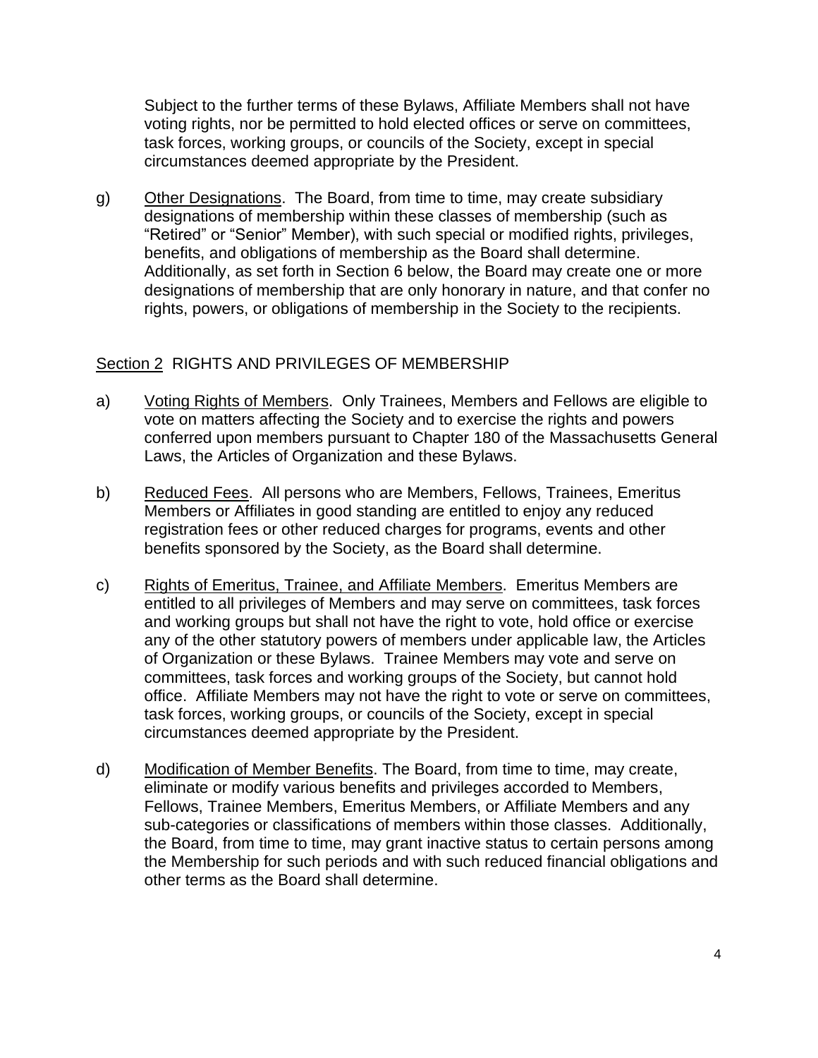Subject to the further terms of these Bylaws, Affiliate Members shall not have voting rights, nor be permitted to hold elected offices or serve on committees, task forces, working groups, or councils of the Society, except in special circumstances deemed appropriate by the President.

g) Other Designations. The Board, from time to time, may create subsidiary designations of membership within these classes of membership (such as "Retired" or "Senior" Member), with such special or modified rights, privileges, benefits, and obligations of membership as the Board shall determine. Additionally, as set forth in Section 6 below, the Board may create one or more designations of membership that are only honorary in nature, and that confer no rights, powers, or obligations of membership in the Society to the recipients.

## Section 2 RIGHTS AND PRIVILEGES OF MEMBERSHIP

a) Voting Rights of Members. Only Trainees, Members and Fellows are eligible to vote on matters affecting the Society and to exercise the rights and powers conferred upon members pursuant to Chapter 180 of the Massachusetts General Laws, the Articles of Organization and these Bylaws.

b) Reduced Fees. All persons who are Members, Fellows, Trainees, Emeritus Members or Affiliates in good standing are entitled to enjoy any reduced registration fees or other reduced charges for programs, events and other benefits sponsored by the Society, as the Board shall determine.

c) Rights of Emeritus, Trainee, and Affiliate Members. Emeritus Members are entitled to all privileges of Members and may serve on committees, task forces and working groups but shall not have the right to vote, hold office or exercise any of the other statutory powers of members under applicable law, the Articles of Organization or these Bylaws. Trainee Members may vote and serve on committees, task forces and working groups of the Society, but cannot hold office. Affiliate Members may not have the right to vote or serve on committees, task forces, working groups, or councils of the Society, except in special circumstances deemed appropriate by the President.

d) Modification of Member Benefits. The Board, from time to time, may create, eliminate or modify various benefits and privileges accorded to Members, Fellows, Trainee Members, Emeritus Members, or Affiliate Members and any sub-categories or classifications of members within those classes. Additionally, the Board, from time to time, may grant inactive status to certain persons among the Membership for such periods and with such reduced financial obligations and other terms as the Board shall determine.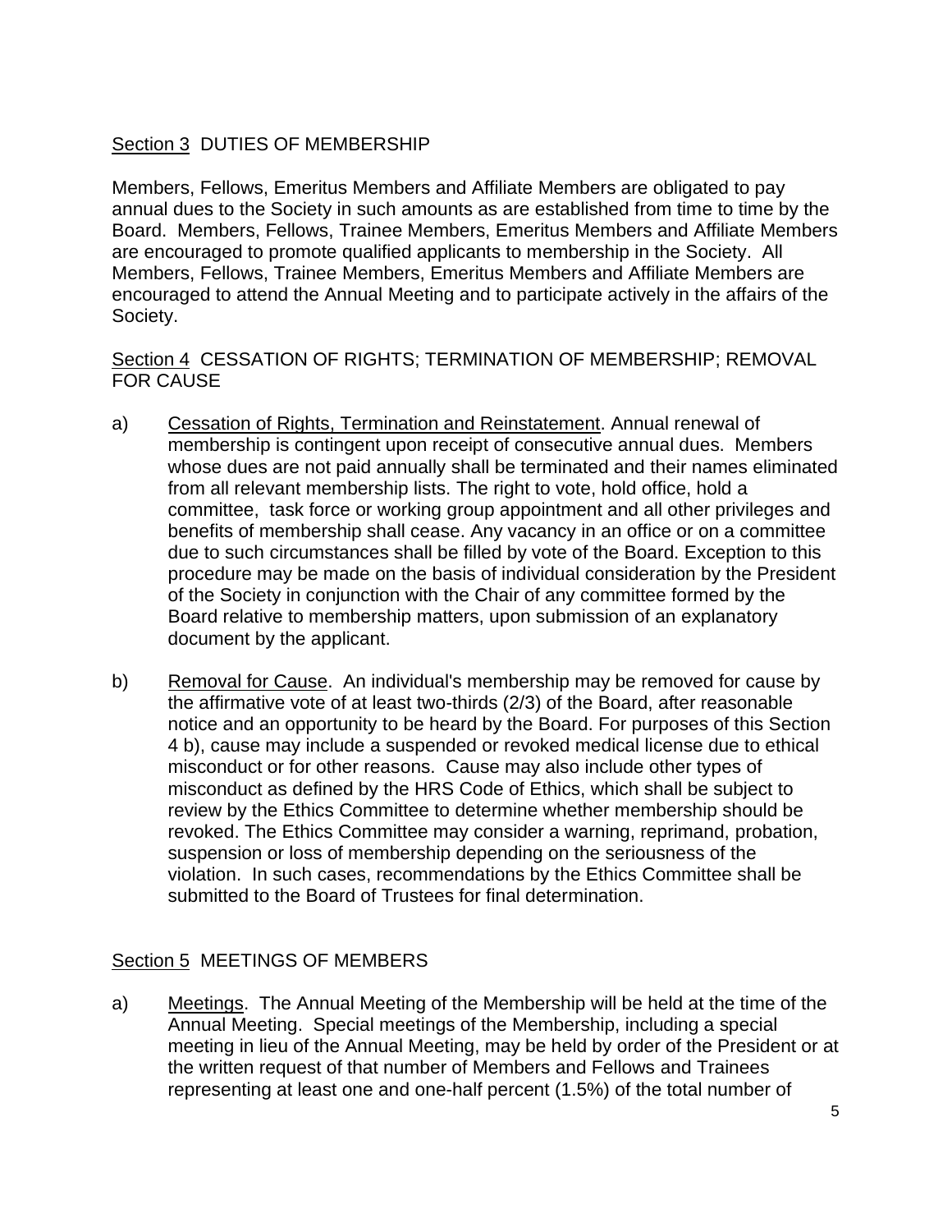## Section 3 DUTIES OF MEMBERSHIP

Members, Fellows, Emeritus Members and Affiliate Members are obligated to pay annual dues to the Society in such amounts as are established from time to time by the Board. Members, Fellows, Trainee Members, Emeritus Members and Affiliate Members are encouraged to promote qualified applicants to membership in the Society. All Members, Fellows, Trainee Members, Emeritus Members and Affiliate Members are encouraged to attend the Annual Meeting and to participate actively in the affairs of the Society.

## Section 4 CESSATION OF RIGHTS; TERMINATION OF MEMBERSHIP; REMOVAL FOR CAUSE

a) Cessation of Rights, Termination and Reinstatement. Annual renewal of membership is contingent upon receipt of consecutive annual dues. Members whose dues are not paid annually shall be terminated and their names eliminated from all relevant membership lists. The right to vote, hold office, hold a committee, task force or working group appointment and all other privileges and benefits of membership shall cease. Any vacancy in an office or on a committee due to such circumstances shall be filled by vote of the Board. Exception to this procedure may be made on the basis of individual consideration by the President of the Society in conjunction with the Chair of any committee formed by the Board relative to membership matters, upon submission of an explanatory document by the applicant.

b) Removal for Cause. An individual's membership may be removed for cause by the affirmative vote of at least two-thirds (2/3) of the Board, after reasonable notice and an opportunity to be heard by the Board. For purposes of this Section 4 b), cause may include a suspended or revoked medical license due to ethical misconduct or for other reasons. Cause may also include other types of misconduct as defined by the HRS Code of Ethics, which shall be subject to review by the Ethics Committee to determine whether membership should be revoked. The Ethics Committee may consider a warning, reprimand, probation, suspension or loss of membership depending on the seriousness of the violation. In such cases, recommendations by the Ethics Committee shall be submitted to the Board of Trustees for final determination.

## Section 5 MEETINGS OF MEMBERS

a) Meetings. The Annual Meeting of the Membership will be held at the time of the Annual Meeting. Special meetings of the Membership, including a special meeting in lieu of the Annual Meeting, may be held by order of the President or at the written request of that number of Members and Fellows and Trainees representing at least one and one-half percent (1.5%) of the total number of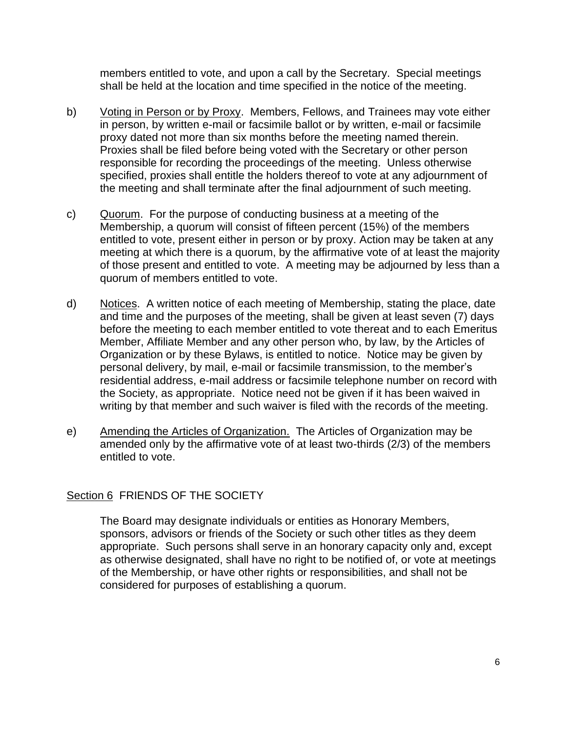members entitled to vote, and upon a call by the Secretary. Special meetings shall be held at the location and time specified in the notice of the meeting.

b) Voting in Person or by Proxy. Members, Fellows, and Trainees may vote either in person, by written e-mail or facsimile ballot or by written, e-mail or facsimile proxy dated not more than six months before the meeting named therein. Proxies shall be filed before being voted with the Secretary or other person responsible for recording the proceedings of the meeting. Unless otherwise specified, proxies shall entitle the holders thereof to vote at any adjournment of the meeting and shall terminate after the final adjournment of such meeting.

c) Quorum. For the purpose of conducting business at a meeting of the Membership, a quorum will consist of fifteen percent (15%) of the members entitled to vote, present either in person or by proxy. Action may be taken at any meeting at which there is a quorum, by the affirmative vote of at least the majority of those present and entitled to vote. A meeting may be adjourned by less than a quorum of members entitled to vote.

d) Notices. A written notice of each meeting of Membership, stating the place, date and time and the purposes of the meeting, shall be given at least seven (7) days before the meeting to each member entitled to vote thereat and to each Emeritus Member, Affiliate Member and any other person who, by law, by the Articles of Organization or by these Bylaws, is entitled to notice. Notice may be given by personal delivery, by mail, e-mail or facsimile transmission, to the member's residential address, e-mail address or facsimile telephone number on record with the Society, as appropriate. Notice need not be given if it has been waived in writing by that member and such waiver is filed with the records of the meeting.

e) Amending the Articles of Organization. The Articles of Organization may be amended only by the affirmative vote of at least two-thirds (2/3) of the members entitled to vote.

## Section 6 FRIENDS OF THE SOCIETY

The Board may designate individuals or entities as Honorary Members, sponsors, advisors or friends of the Society or such other titles as they deem appropriate. Such persons shall serve in an honorary capacity only and, except as otherwise designated, shall have no right to be notified of, or vote at meetings of the Membership, or have other rights or responsibilities, and shall not be considered for purposes of establishing a quorum.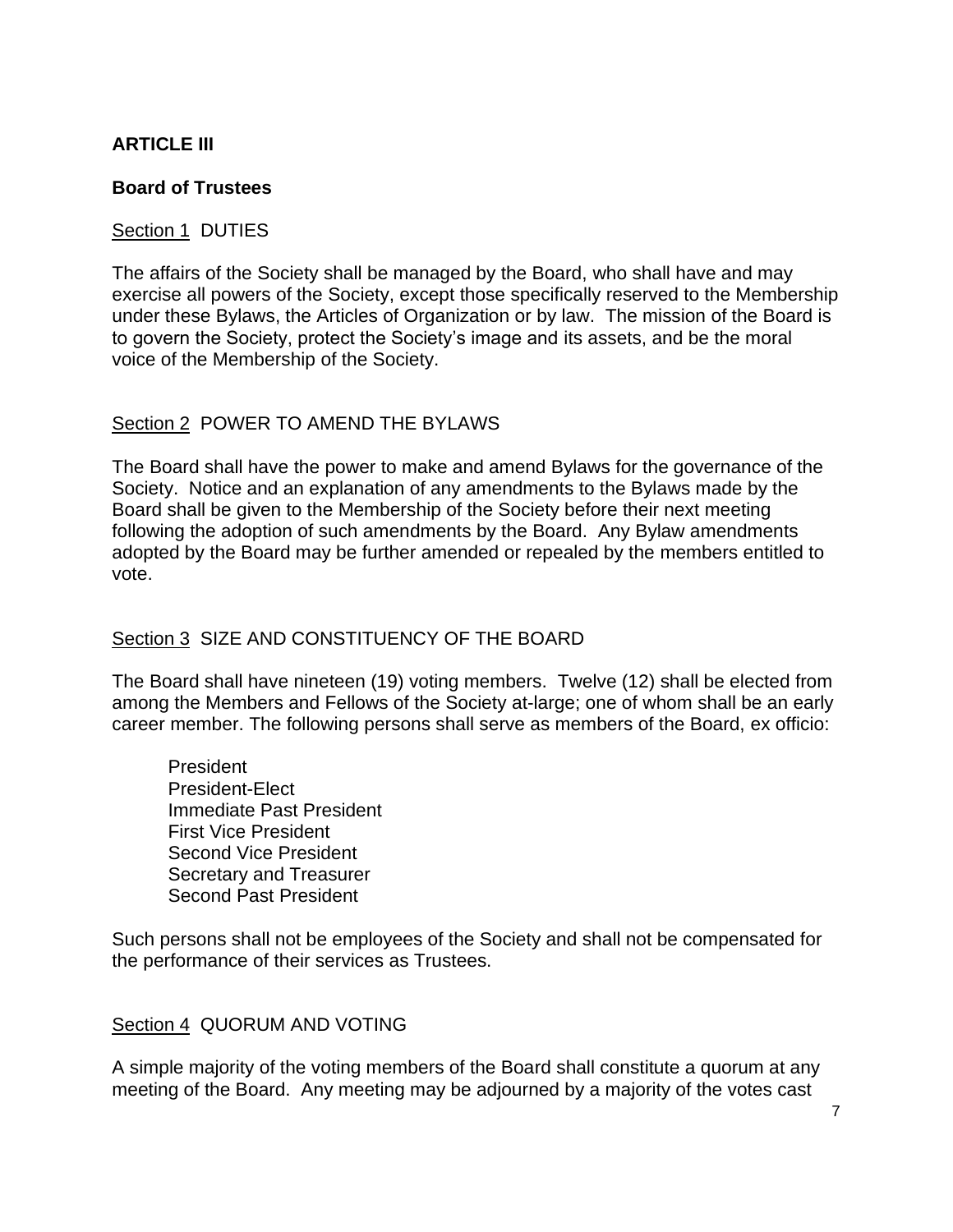## ARTICLE III

### Board of Trustees

Section 1 DUTIES

The affairs of the Society shall be managed by the Board, who shall have and may exercise all powers of the Society, except those specifically reserved to the Membership under these Bylaws, the Articles of Organization or by law. The mission of the Board is to govern the Society, protect the Society's image and its assets, and be the moral voice of the Membership of the Society.

Section 2 POWER TO AMEND THE BYLAWS

The Board shall have the power to make and amend Bylaws for the governance of the Society. Notice and an explanation of any amendments to the Bylaws made by the Board shall be given to the Membership of the Society before their next meeting following the adoption of such amendments by the Board. Any Bylaw amendments adopted by the Board may be further amended or repealed by the members entitled to vote.

Section 3 SIZE AND CONSTITUENCY OF THE BOARD

The Board shall have nineteen (19) voting members. Twelve (12) shall be elected from among the Members and Fellows of the Society at-large; one of whom shall be an early career member. The following persons shall serve as members of the Board, ex officio:

- President
- President-Elect
- Immediate Past President
- First Vice President
- Second Vice President
- Secretary and Treasurer
- Second Past President

Such persons shall not be employees of the Society and shall not be compensated for the performance of their services as Trustees.

Section 4 QUORUM AND VOTING

A simple majority of the voting members of the Board shall constitute a quorum at any meeting of the Board. Any meeting may be adjourned by a majority of the votes cast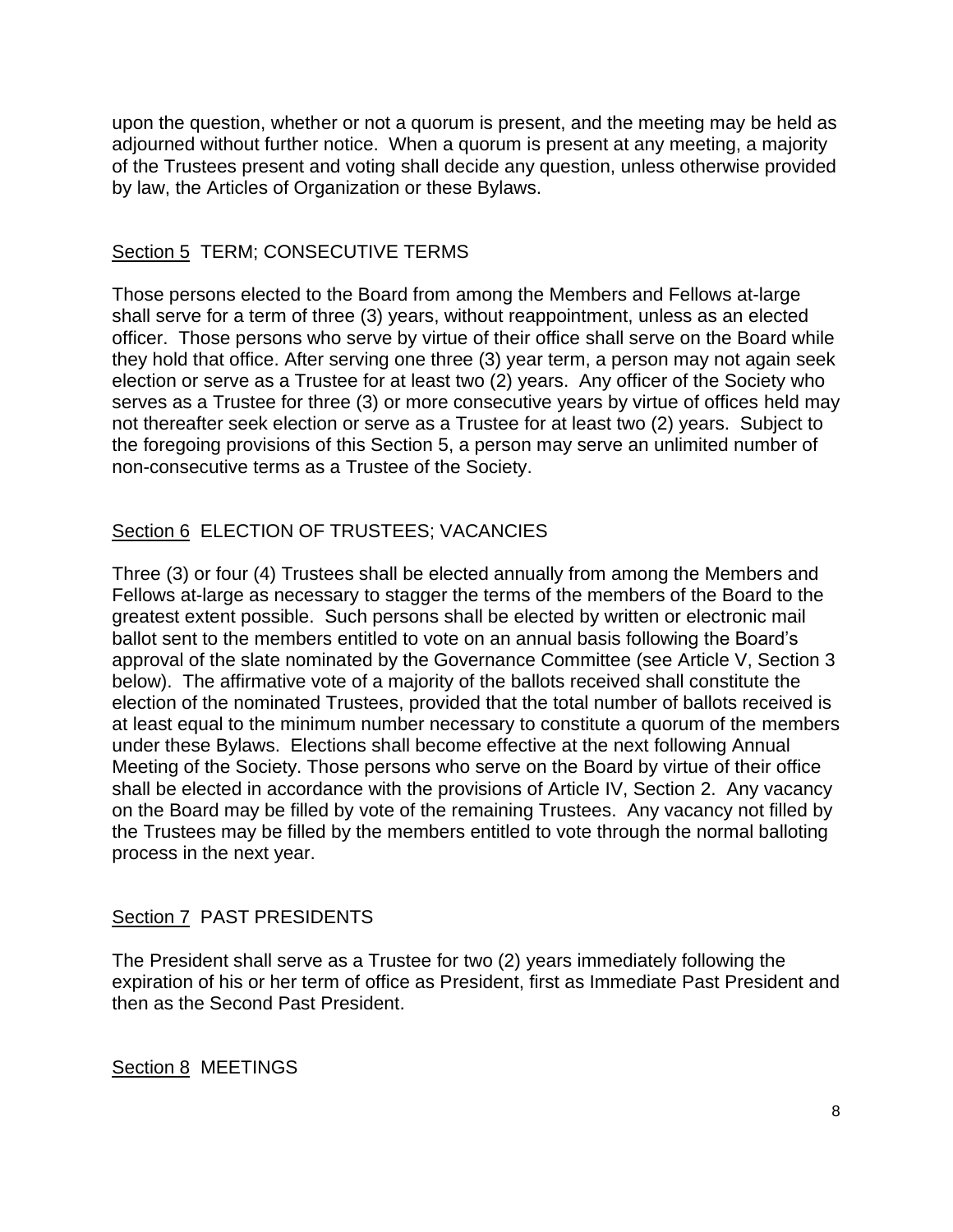upon the question, whether or not a quorum is present, and the meeting may be held as adjourned without further notice. When a quorum is present at any meeting, a majority of the Trustees present and voting shall decide any question, unless otherwise provided by law, the Articles of Organization or these Bylaws.

### Section 5 TERM; CONSECUTIVE TERMS

Those persons elected to the Board from among the Members and Fellows at-large shall serve for a term of three (3) years, without reappointment, unless as an elected officer. Those persons who serve by virtue of their office shall serve on the Board while they hold that office. After serving one three (3) year term, a person may not again seek election or serve as a Trustee for at least two (2) years. Any officer of the Society who serves as a Trustee for three (3) or more consecutive years by virtue of offices held may not thereafter seek election or serve as a Trustee for at least two (2) years. Subject to the foregoing provisions of this Section 5, a person may serve an unlimited number of non-consecutive terms as a Trustee of the Society.

### Section 6 ELECTION OF TRUSTEES; VACANCIES

Three (3) or four (4) Trustees shall be elected annually from among the Members and Fellows at-large as necessary to stagger the terms of the members of the Board to the greatest extent possible. Such persons shall be elected by written or electronic mail ballot sent to the members entitled to vote on an annual basis following the Board's approval of the slate nominated by the Governance Committee (see Article V, Section 3 below). The affirmative vote of a majority of the ballots received shall constitute the election of the nominated Trustees, provided that the total number of ballots received is at least equal to the minimum number necessary to constitute a quorum of the members under these Bylaws. Elections shall become effective at the next following Annual Meeting of the Society. Those persons who serve on the Board by virtue of their office shall be elected in accordance with the provisions of Article IV, Section 2. Any vacancy on the Board may be filled by vote of the remaining Trustees. Any vacancy not filled by the Trustees may be filled by the members entitled to vote through the normal balloting process in the next year.

### Section 7 PAST PRESIDENTS

The President shall serve as a Trustee for two (2) years immediately following the expiration of his or her term of office as President, first as Immediate Past President and then as the Second Past President.

### Section 8 MEETINGS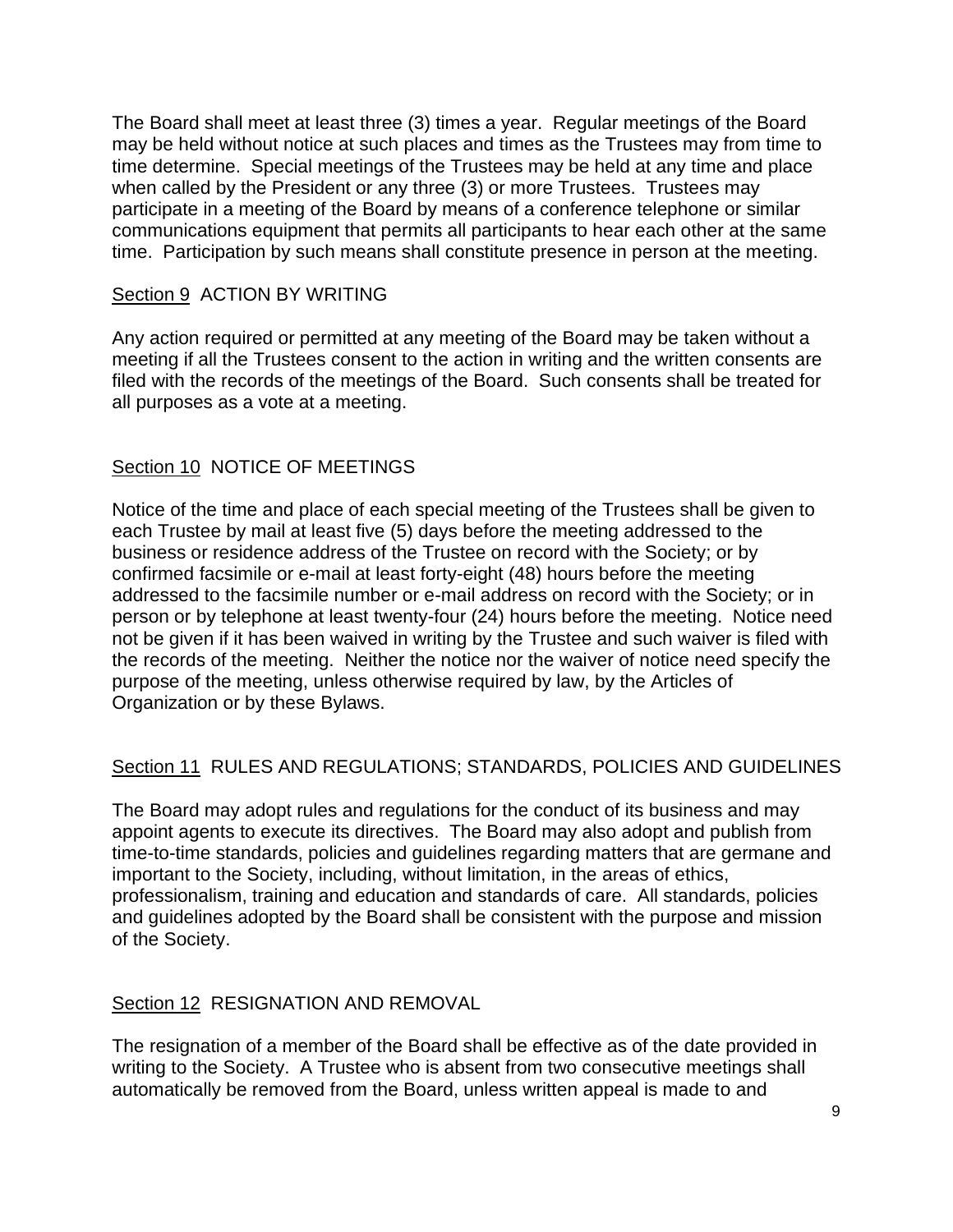The Board shall meet at least three (3) times a year. Regular meetings of the Board may be held without notice at such places and times as the Trustees may from time to time determine. Special meetings of the Trustees may be held at any time and place when called by the President or any three (3) or more Trustees. Trustees may participate in a meeting of the Board by means of a conference telephone or similar communications equipment that permits all participants to hear each other at the same time. Participation by such means shall constitute presence in person at the meeting.

## Section 9 ACTION BY WRITING

Any action required or permitted at any meeting of the Board may be taken without a meeting if all the Trustees consent to the action in writing and the written consents are filed with the records of the meetings of the Board. Such consents shall be treated for all purposes as a vote at a meeting.

## Section 10 NOTICE OF MEETINGS

Notice of the time and place of each special meeting of the Trustees shall be given to each Trustee by mail at least five (5) days before the meeting addressed to the business or residence address of the Trustee on record with the Society; or by confirmed facsimile or e-mail at least forty-eight (48) hours before the meeting addressed to the facsimile number or e-mail address on record with the Society; or in person or by telephone at least twenty-four (24) hours before the meeting. Notice need not be given if it has been waived in writing by the Trustee and such waiver is filed with the records of the meeting. Neither the notice nor the waiver of notice need specify the purpose of the meeting, unless otherwise required by law, by the Articles of Organization or by these Bylaws.

## Section 11 RULES AND REGULATIONS; STANDARDS, POLICIES AND GUIDELINES

The Board may adopt rules and regulations for the conduct of its business and may appoint agents to execute its directives. The Board may also adopt and publish from time-to-time standards, policies and guidelines regarding matters that are germane and important to the Society, including, without limitation, in the areas of ethics, professionalism, training and education and standards of care. All standards, policies and guidelines adopted by the Board shall be consistent with the purpose and mission of the Society.

## Section 12 RESIGNATION AND REMOVAL

The resignation of a member of the Board shall be effective as of the date provided in writing to the Society. A Trustee who is absent from two consecutive meetings shall automatically be removed from the Board, unless written appeal is made to and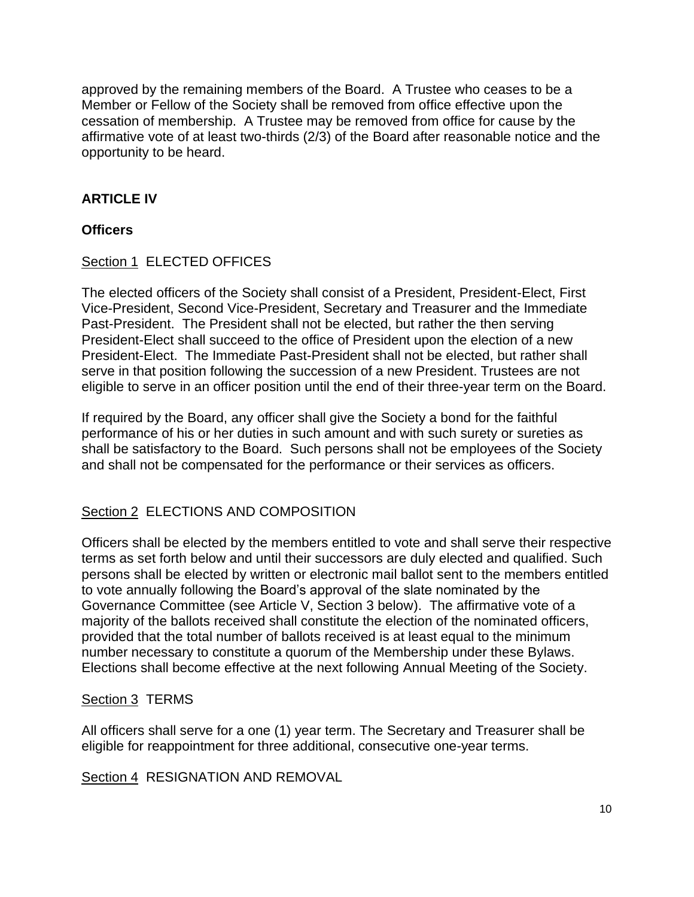approved by the remaining members of the Board. A Trustee who ceases to be a Member or Fellow of the Society shall be removed from office effective upon the cessation of membership. A Trustee may be removed from office for cause by the affirmative vote of at least two-thirds (2/3) of the Board after reasonable notice and the opportunity to be heard.

## ARTICLE IV

### Officers

Section 1 ELECTED OFFICES

The elected officers of the Society shall consist of a President, President-Elect, First Vice-President, Second Vice-President, Secretary and Treasurer and the Immediate Past-President. The President shall not be elected, but rather the then serving President-Elect shall succeed to the office of President upon the election of a new President-Elect. The Immediate Past-President shall not be elected, but rather shall serve in that position following the succession of a new President. Trustees are not eligible to serve in an officer position until the end of their three-year term on the Board.

If required by the Board, any officer shall give the Society a bond for the faithful performance of his or her duties in such amount and with such surety or sureties as shall be satisfactory to the Board. Such persons shall not be employees of the Society and shall not be compensated for the performance or their services as officers.

Section 2 ELECTIONS AND COMPOSITION

Officers shall be elected by the members entitled to vote and shall serve their respective terms as set forth below and until their successors are duly elected and qualified. Such persons shall be elected by written or electronic mail ballot sent to the members entitled to vote annually following the Board's approval of the slate nominated by the Governance Committee (see Article V, Section 3 below). The affirmative vote of a majority of the ballots received shall constitute the election of the nominated officers, provided that the total number of ballots received is at least equal to the minimum number necessary to constitute a quorum of the Membership under these Bylaws. Elections shall become effective at the next following Annual Meeting of the Society.

Section 3 TERMS

All officers shall serve for a one (1) year term. The Secretary and Treasurer shall be eligible for reappointment for three additional, consecutive one-year terms.

Section 4 RESIGNATION AND REMOVAL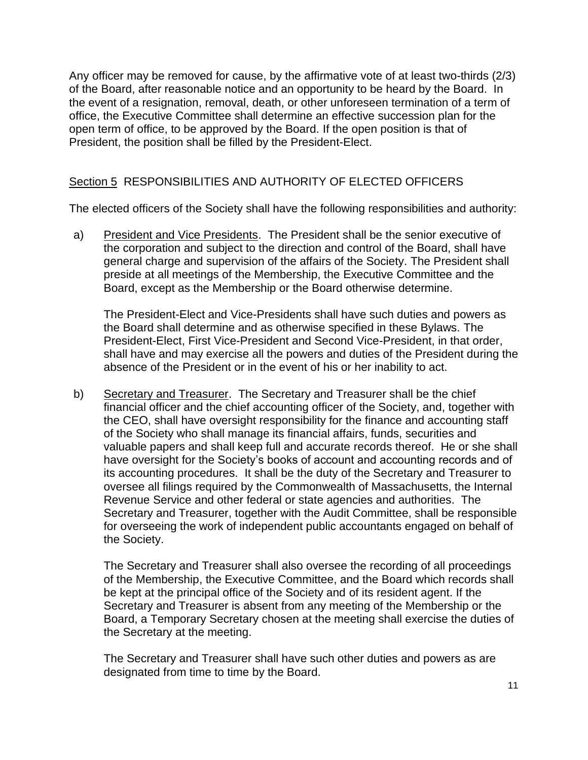Any officer may be removed for cause, by the affirmative vote of at least two-thirds (2/3) of the Board, after reasonable notice and an opportunity to be heard by the Board. In the event of a resignation, removal, death, or other unforeseen termination of a term of office, the Executive Committee shall determine an effective succession plan for the open term of office, to be approved by the Board. If the open position is that of President, the position shall be filled by the President-Elect.

## Section 5 RESPONSIBILITIES AND AUTHORITY OF ELECTED OFFICERS

The elected officers of the Society shall have the following responsibilities and authority:

a) President and Vice Presidents. The President shall be the senior executive of the corporation and subject to the direction and control of the Board, shall have general charge and supervision of the affairs of the Society. The President shall preside at all meetings of the Membership, the Executive Committee and the Board, except as the Membership or the Board otherwise determine.

   The President-Elect and Vice-Presidents shall have such duties and powers as the Board shall determine and as otherwise specified in these Bylaws. The President-Elect, First Vice-President and Second Vice-President, in that order, shall have and may exercise all the powers and duties of the President during the absence of the President or in the event of his or her inability to act.

b) Secretary and Treasurer. The Secretary and Treasurer shall be the chief financial officer and the chief accounting officer of the Society, and, together with the CEO, shall have oversight responsibility for the finance and accounting staff of the Society who shall manage its financial affairs, funds, securities and valuable papers and shall keep full and accurate records thereof. He or she shall have oversight for the Society's books of account and accounting records and of its accounting procedures. It shall be the duty of the Secretary and Treasurer to oversee all filings required by the Commonwealth of Massachusetts, the Internal Revenue Service and other federal or state agencies and authorities. The Secretary and Treasurer, together with the Audit Committee, shall be responsible for overseeing the work of independent public accountants engaged on behalf of the Society.

   The Secretary and Treasurer shall also oversee the recording of all proceedings of the Membership, the Executive Committee, and the Board which records shall be kept at the principal office of the Society and of its resident agent. If the Secretary and Treasurer is absent from any meeting of the Membership or the Board, a Temporary Secretary chosen at the meeting shall exercise the duties of the Secretary at the meeting.

   The Secretary and Treasurer shall have such other duties and powers as are designated from time to time by the Board.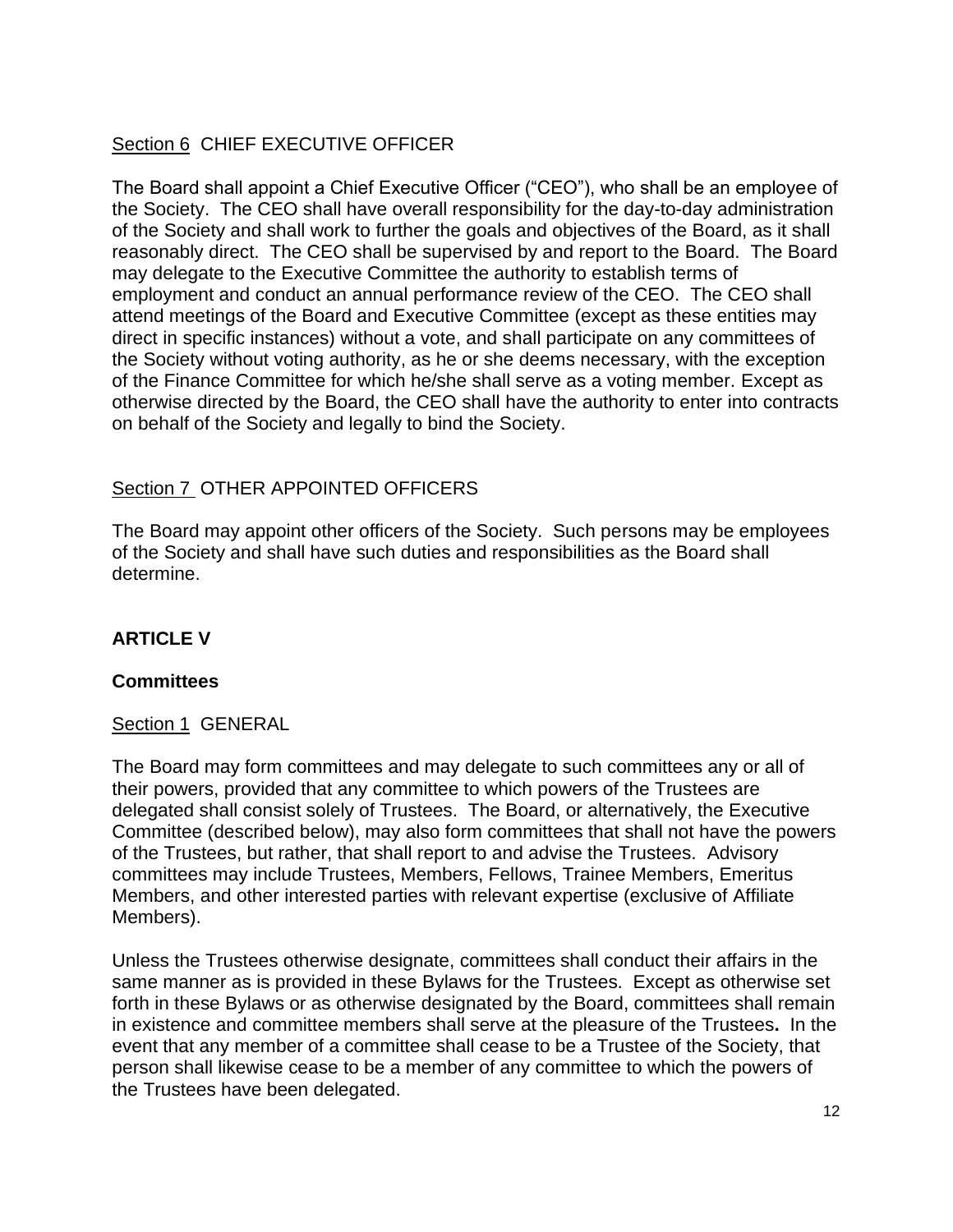Section 6 CHIEF EXECUTIVE OFFICER

The Board shall appoint a Chief Executive Officer ("CEO"), who shall be an employee of the Society. The CEO shall have overall responsibility for the day-to-day administration of the Society and shall work to further the goals and objectives of the Board, as it shall reasonably direct. The CEO shall be supervised by and report to the Board. The Board may delegate to the Executive Committee the authority to establish terms of employment and conduct an annual performance review of the CEO. The CEO shall attend meetings of the Board and Executive Committee (except as these entities may direct in specific instances) without a vote, and shall participate on any committees of the Society without voting authority, as he or she deems necessary, with the exception of the Finance Committee for which he/she shall serve as a voting member. Except as otherwise directed by the Board, the CEO shall have the authority to enter into contracts on behalf of the Society and legally to bind the Society.

Section 7 OTHER APPOINTED OFFICERS

The Board may appoint other officers of the Society. Such persons may be employees of the Society and shall have such duties and responsibilities as the Board shall determine.

## ARTICLE V

### Committees

Section 1 GENERAL

The Board may form committees and may delegate to such committees any or all of their powers, provided that any committee to which powers of the Trustees are delegated shall consist solely of Trustees. The Board, or alternatively, the Executive Committee (described below), may also form committees that shall not have the powers of the Trustees, but rather, that shall report to and advise the Trustees. Advisory committees may include Trustees, Members, Fellows, Trainee Members, Emeritus Members, and other interested parties with relevant expertise (exclusive of Affiliate Members).

Unless the Trustees otherwise designate, committees shall conduct their affairs in the same manner as is provided in these Bylaws for the Trustees. Except as otherwise set forth in these Bylaws or as otherwise designated by the Board, committees shall remain in existence and committee members shall serve at the pleasure of the Trustees. In the event that any member of a committee shall cease to be a Trustee of the Society, that person shall likewise cease to be a member of any committee to which the powers of the Trustees have been delegated.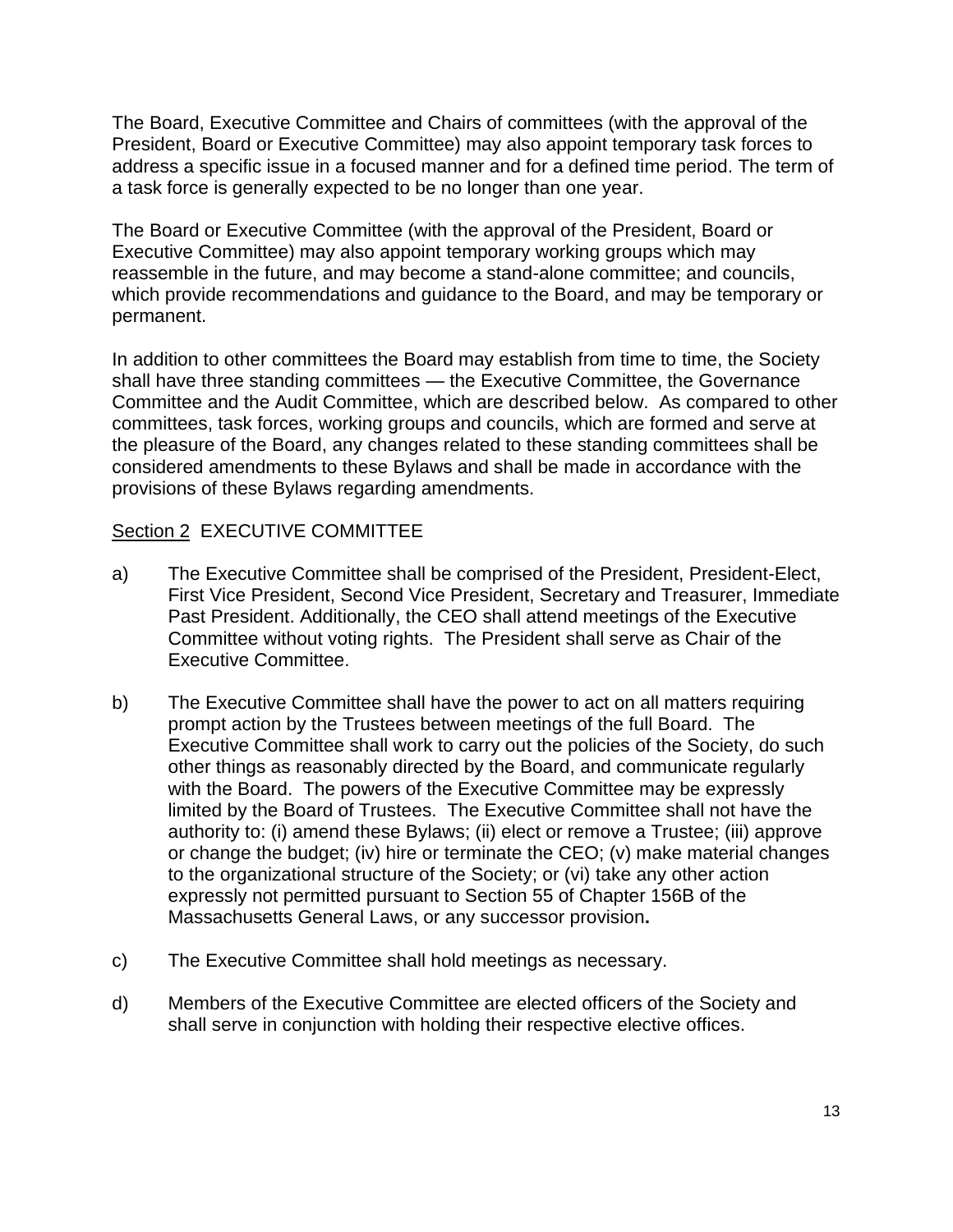The Board, Executive Committee and Chairs of committees (with the approval of the President, Board or Executive Committee) may also appoint temporary task forces to address a specific issue in a focused manner and for a defined time period. The term of a task force is generally expected to be no longer than one year.

The Board or Executive Committee (with the approval of the President, Board or Executive Committee) may also appoint temporary working groups which may reassemble in the future, and may become a stand-alone committee; and councils, which provide recommendations and guidance to the Board, and may be temporary or permanent.

In addition to other committees the Board may establish from time to time, the Society shall have three standing committees — the Executive Committee, the Governance Committee and the Audit Committee, which are described below. As compared to other committees, task forces, working groups and councils, which are formed and serve at the pleasure of the Board, any changes related to these standing committees shall be considered amendments to these Bylaws and shall be made in accordance with the provisions of these Bylaws regarding amendments.

<u>Section 2</u> EXECUTIVE COMMITTEE

a) The Executive Committee shall be comprised of the President, President-Elect, First Vice President, Second Vice President, Secretary and Treasurer, Immediate Past President. Additionally, the CEO shall attend meetings of the Executive Committee without voting rights. The President shall serve as Chair of the Executive Committee.

b) The Executive Committee shall have the power to act on all matters requiring prompt action by the Trustees between meetings of the full Board. The Executive Committee shall work to carry out the policies of the Society, do such other things as reasonably directed by the Board, and communicate regularly with the Board. The powers of the Executive Committee may be expressly limited by the Board of Trustees. The Executive Committee shall not have the authority to: (i) amend these Bylaws; (ii) elect or remove a Trustee; (iii) approve or change the budget; (iv) hire or terminate the CEO; (v) make material changes to the organizational structure of the Society; or (vi) take any other action expressly not permitted pursuant to Section 55 of Chapter 156B of the Massachusetts General Laws, or any successor provision**.**

c) The Executive Committee shall hold meetings as necessary.

d) Members of the Executive Committee are elected officers of the Society and shall serve in conjunction with holding their respective elective offices.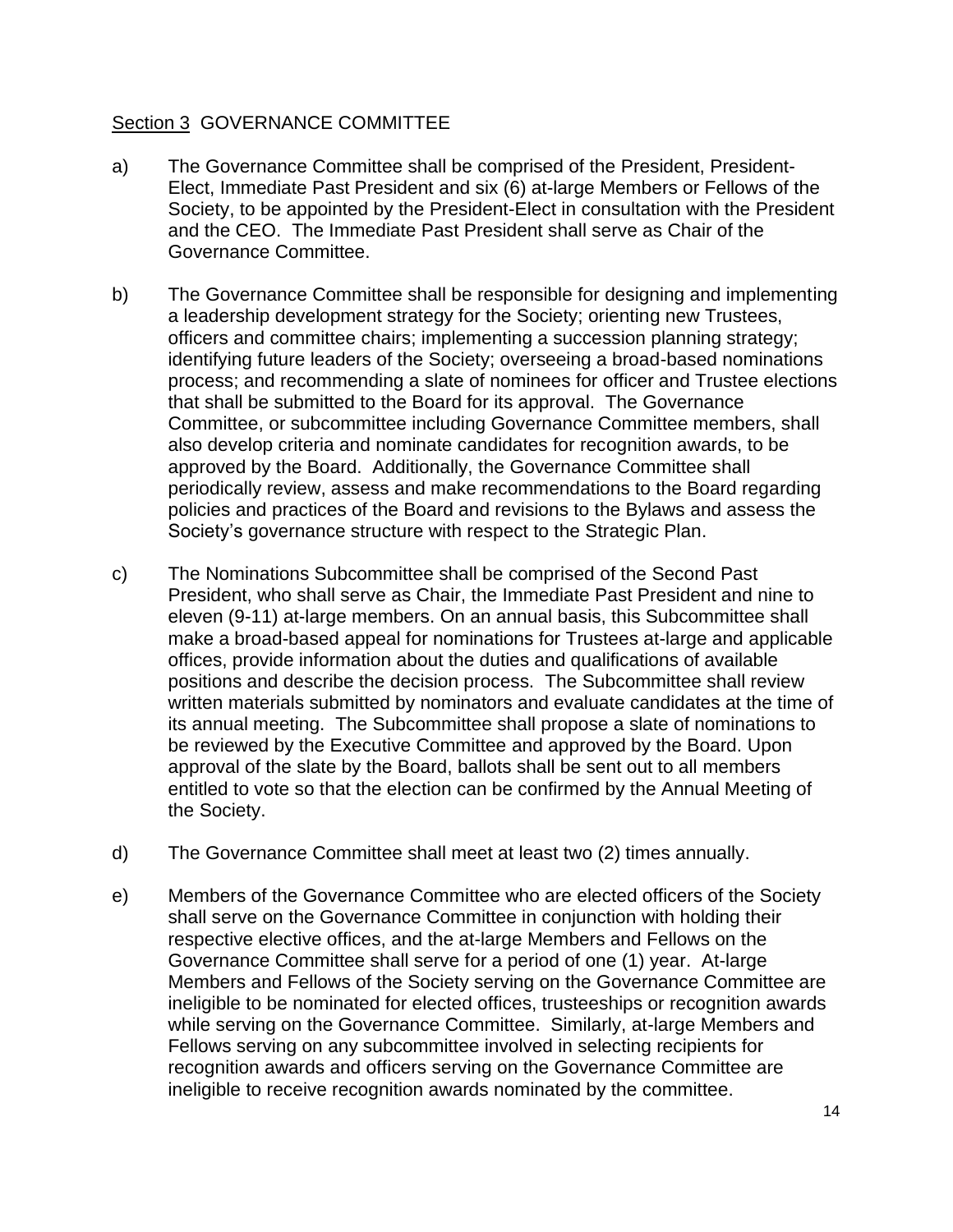## Section 3 GOVERNANCE COMMITTEE

a) The Governance Committee shall be comprised of the President, President-Elect, Immediate Past President and six (6) at-large Members or Fellows of the Society, to be appointed by the President-Elect in consultation with the President and the CEO. The Immediate Past President shall serve as Chair of the Governance Committee.

b) The Governance Committee shall be responsible for designing and implementing a leadership development strategy for the Society; orienting new Trustees, officers and committee chairs; implementing a succession planning strategy; identifying future leaders of the Society; overseeing a broad-based nominations process; and recommending a slate of nominees for officer and Trustee elections that shall be submitted to the Board for its approval. The Governance Committee, or subcommittee including Governance Committee members, shall also develop criteria and nominate candidates for recognition awards, to be approved by the Board. Additionally, the Governance Committee shall periodically review, assess and make recommendations to the Board regarding policies and practices of the Board and revisions to the Bylaws and assess the Society's governance structure with respect to the Strategic Plan.

c) The Nominations Subcommittee shall be comprised of the Second Past President, who shall serve as Chair, the Immediate Past President and nine to eleven (9-11) at-large members. On an annual basis, this Subcommittee shall make a broad-based appeal for nominations for Trustees at-large and applicable offices, provide information about the duties and qualifications of available positions and describe the decision process. The Subcommittee shall review written materials submitted by nominators and evaluate candidates at the time of its annual meeting. The Subcommittee shall propose a slate of nominations to be reviewed by the Executive Committee and approved by the Board. Upon approval of the slate by the Board, ballots shall be sent out to all members entitled to vote so that the election can be confirmed by the Annual Meeting of the Society.

d) The Governance Committee shall meet at least two (2) times annually.

e) Members of the Governance Committee who are elected officers of the Society shall serve on the Governance Committee in conjunction with holding their respective elective offices, and the at-large Members and Fellows on the Governance Committee shall serve for a period of one (1) year. At-large Members and Fellows of the Society serving on the Governance Committee are ineligible to be nominated for elected offices, trusteeships or recognition awards while serving on the Governance Committee. Similarly, at-large Members and Fellows serving on any subcommittee involved in selecting recipients for recognition awards and officers serving on the Governance Committee are ineligible to receive recognition awards nominated by the committee.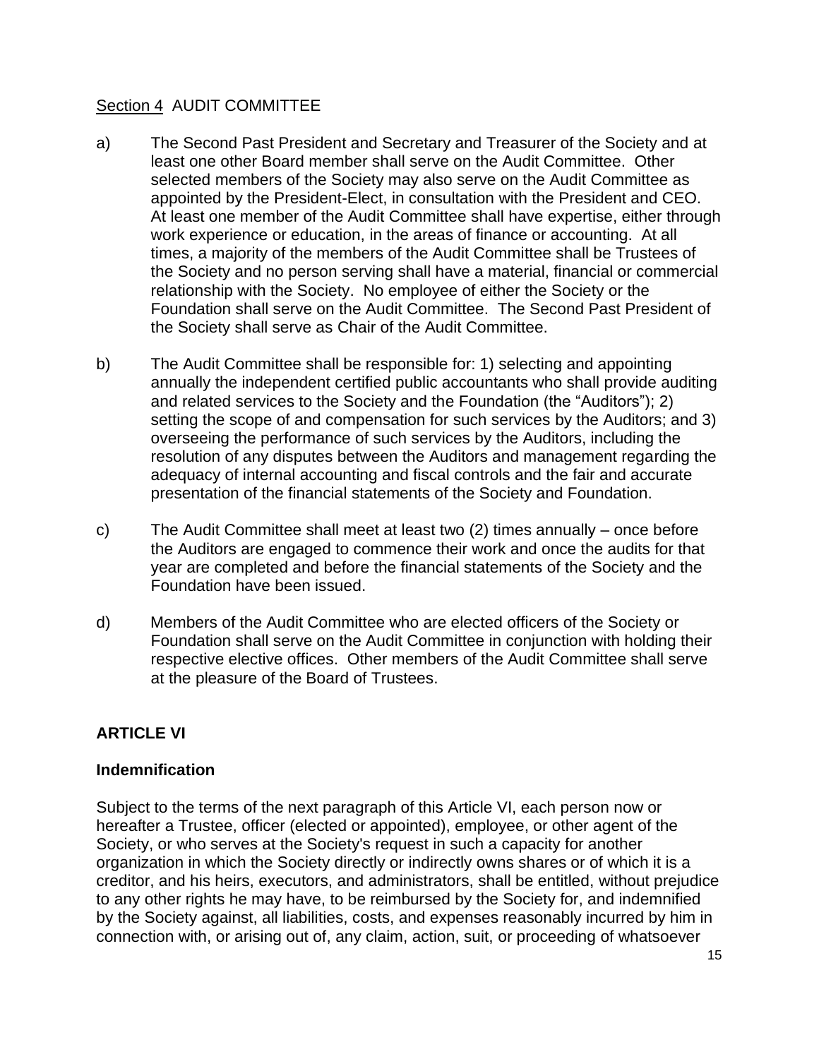Section 4  AUDIT COMMITTEE

a) The Second Past President and Secretary and Treasurer of the Society and at least one other Board member shall serve on the Audit Committee. Other selected members of the Society may also serve on the Audit Committee as appointed by the President-Elect, in consultation with the President and CEO. At least one member of the Audit Committee shall have expertise, either through work experience or education, in the areas of finance or accounting. At all times, a majority of the members of the Audit Committee shall be Trustees of the Society and no person serving shall have a material, financial or commercial relationship with the Society. No employee of either the Society or the Foundation shall serve on the Audit Committee. The Second Past President of the Society shall serve as Chair of the Audit Committee.

b) The Audit Committee shall be responsible for: 1) selecting and appointing annually the independent certified public accountants who shall provide auditing and related services to the Society and the Foundation (the "Auditors"); 2) setting the scope of and compensation for such services by the Auditors; and 3) overseeing the performance of such services by the Auditors, including the resolution of any disputes between the Auditors and management regarding the adequacy of internal accounting and fiscal controls and the fair and accurate presentation of the financial statements of the Society and Foundation.

c) The Audit Committee shall meet at least two (2) times annually – once before the Auditors are engaged to commence their work and once the audits for that year are completed and before the financial statements of the Society and the Foundation have been issued.

d) Members of the Audit Committee who are elected officers of the Society or Foundation shall serve on the Audit Committee in conjunction with holding their respective elective offices. Other members of the Audit Committee shall serve at the pleasure of the Board of Trustees.

## ARTICLE VI

### Indemnification

Subject to the terms of the next paragraph of this Article VI, each person now or hereafter a Trustee, officer (elected or appointed), employee, or other agent of the Society, or who serves at the Society's request in such a capacity for another organization in which the Society directly or indirectly owns shares or of which it is a creditor, and his heirs, executors, and administrators, shall be entitled, without prejudice to any other rights he may have, to be reimbursed by the Society for, and indemnified by the Society against, all liabilities, costs, and expenses reasonably incurred by him in connection with, or arising out of, any claim, action, suit, or proceeding of whatsoever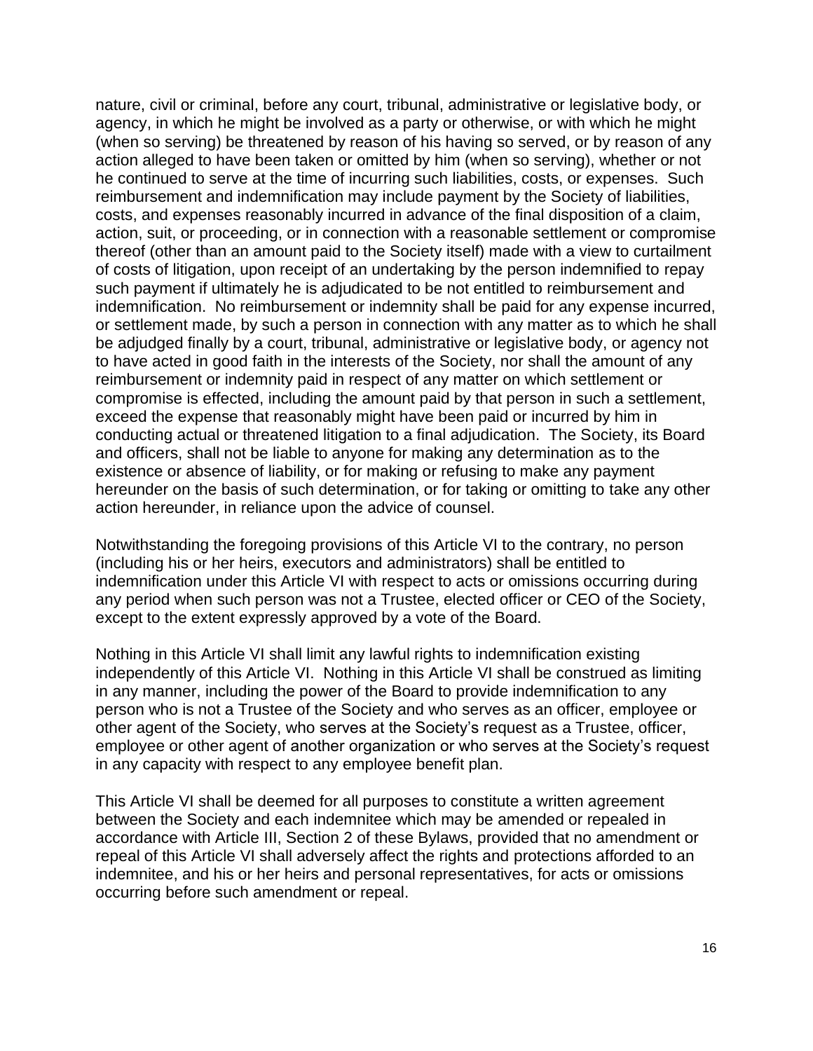nature, civil or criminal, before any court, tribunal, administrative or legislative body, or agency, in which he might be involved as a party or otherwise, or with which he might (when so serving) be threatened by reason of his having so served, or by reason of any action alleged to have been taken or omitted by him (when so serving), whether or not he continued to serve at the time of incurring such liabilities, costs, or expenses. Such reimbursement and indemnification may include payment by the Society of liabilities, costs, and expenses reasonably incurred in advance of the final disposition of a claim, action, suit, or proceeding, or in connection with a reasonable settlement or compromise thereof (other than an amount paid to the Society itself) made with a view to curtailment of costs of litigation, upon receipt of an undertaking by the person indemnified to repay such payment if ultimately he is adjudicated to be not entitled to reimbursement and indemnification. No reimbursement or indemnity shall be paid for any expense incurred, or settlement made, by such a person in connection with any matter as to which he shall be adjudged finally by a court, tribunal, administrative or legislative body, or agency not to have acted in good faith in the interests of the Society, nor shall the amount of any reimbursement or indemnity paid in respect of any matter on which settlement or compromise is effected, including the amount paid by that person in such a settlement, exceed the expense that reasonably might have been paid or incurred by him in conducting actual or threatened litigation to a final adjudication. The Society, its Board and officers, shall not be liable to anyone for making any determination as to the existence or absence of liability, or for making or refusing to make any payment hereunder on the basis of such determination, or for taking or omitting to take any other action hereunder, in reliance upon the advice of counsel.

Notwithstanding the foregoing provisions of this Article VI to the contrary, no person (including his or her heirs, executors and administrators) shall be entitled to indemnification under this Article VI with respect to acts or omissions occurring during any period when such person was not a Trustee, elected officer or CEO of the Society, except to the extent expressly approved by a vote of the Board.

Nothing in this Article VI shall limit any lawful rights to indemnification existing independently of this Article VI. Nothing in this Article VI shall be construed as limiting in any manner, including the power of the Board to provide indemnification to any person who is not a Trustee of the Society and who serves as an officer, employee or other agent of the Society, who serves at the Society's request as a Trustee, officer, employee or other agent of another organization or who serves at the Society's request in any capacity with respect to any employee benefit plan.

This Article VI shall be deemed for all purposes to constitute a written agreement between the Society and each indemnitee which may be amended or repealed in accordance with Article III, Section 2 of these Bylaws, provided that no amendment or repeal of this Article VI shall adversely affect the rights and protections afforded to an indemnitee, and his or her heirs and personal representatives, for acts or omissions occurring before such amendment or repeal.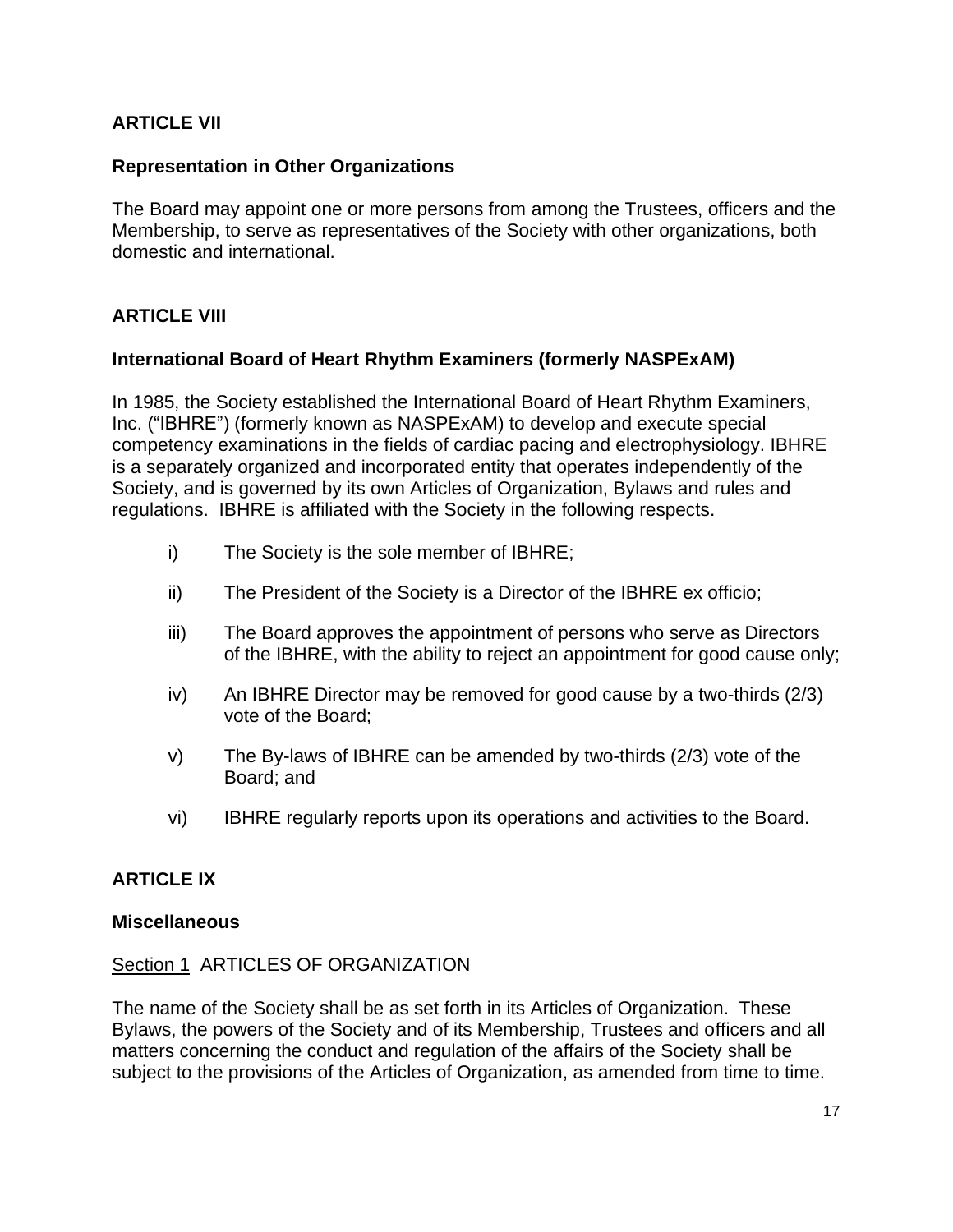## ARTICLE VII

### Representation in Other Organizations

The Board may appoint one or more persons from among the Trustees, officers and the Membership, to serve as representatives of the Society with other organizations, both domestic and international.

## ARTICLE VIII

### International Board of Heart Rhythm Examiners (formerly NASPExAM)

In 1985, the Society established the International Board of Heart Rhythm Examiners, Inc. ("IBHRE") (formerly known as NASPExAM) to develop and execute special competency examinations in the fields of cardiac pacing and electrophysiology. IBHRE is a separately organized and incorporated entity that operates independently of the Society, and is governed by its own Articles of Organization, Bylaws and rules and regulations. IBHRE is affiliated with the Society in the following respects.

- i) The Society is the sole member of IBHRE;
- ii) The President of the Society is a Director of the IBHRE ex officio;
- iii) The Board approves the appointment of persons who serve as Directors of the IBHRE, with the ability to reject an appointment for good cause only;
- iv) An IBHRE Director may be removed for good cause by a two-thirds (2/3) vote of the Board;
- v) The By-laws of IBHRE can be amended by two-thirds (2/3) vote of the Board; and
- vi) IBHRE regularly reports upon its operations and activities to the Board.

## ARTICLE IX

### Miscellaneous

Section 1 ARTICLES OF ORGANIZATION

The name of the Society shall be as set forth in its Articles of Organization. These Bylaws, the powers of the Society and of its Membership, Trustees and officers and all matters concerning the conduct and regulation of the affairs of the Society shall be subject to the provisions of the Articles of Organization, as amended from time to time.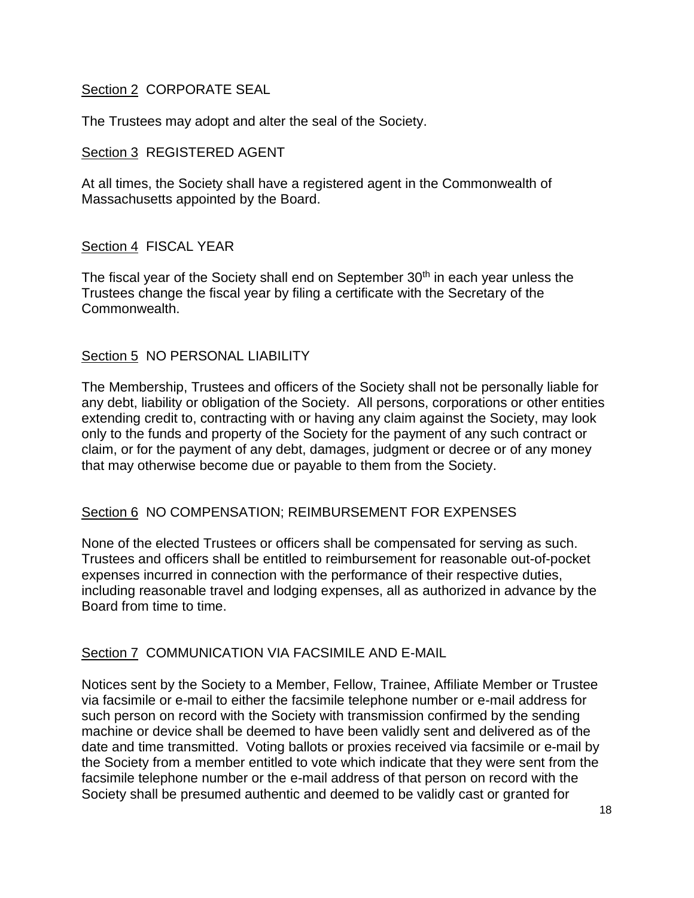Section 2 CORPORATE SEAL

The Trustees may adopt and alter the seal of the Society.

Section 3 REGISTERED AGENT

At all times, the Society shall have a registered agent in the Commonwealth of Massachusetts appointed by the Board.

Section 4 FISCAL YEAR

The fiscal year of the Society shall end on September 30th in each year unless the Trustees change the fiscal year by filing a certificate with the Secretary of the Commonwealth.

Section 5 NO PERSONAL LIABILITY

The Membership, Trustees and officers of the Society shall not be personally liable for any debt, liability or obligation of the Society. All persons, corporations or other entities extending credit to, contracting with or having any claim against the Society, may look only to the funds and property of the Society for the payment of any such contract or claim, or for the payment of any debt, damages, judgment or decree or of any money that may otherwise become due or payable to them from the Society.

Section 6 NO COMPENSATION; REIMBURSEMENT FOR EXPENSES

None of the elected Trustees or officers shall be compensated for serving as such. Trustees and officers shall be entitled to reimbursement for reasonable out-of-pocket expenses incurred in connection with the performance of their respective duties, including reasonable travel and lodging expenses, all as authorized in advance by the Board from time to time.

Section 7 COMMUNICATION VIA FACSIMILE AND E-MAIL

Notices sent by the Society to a Member, Fellow, Trainee, Affiliate Member or Trustee via facsimile or e-mail to either the facsimile telephone number or e-mail address for such person on record with the Society with transmission confirmed by the sending machine or device shall be deemed to have been validly sent and delivered as of the date and time transmitted. Voting ballots or proxies received via facsimile or e-mail by the Society from a member entitled to vote which indicate that they were sent from the facsimile telephone number or the e-mail address of that person on record with the Society shall be presumed authentic and deemed to be validly cast or granted for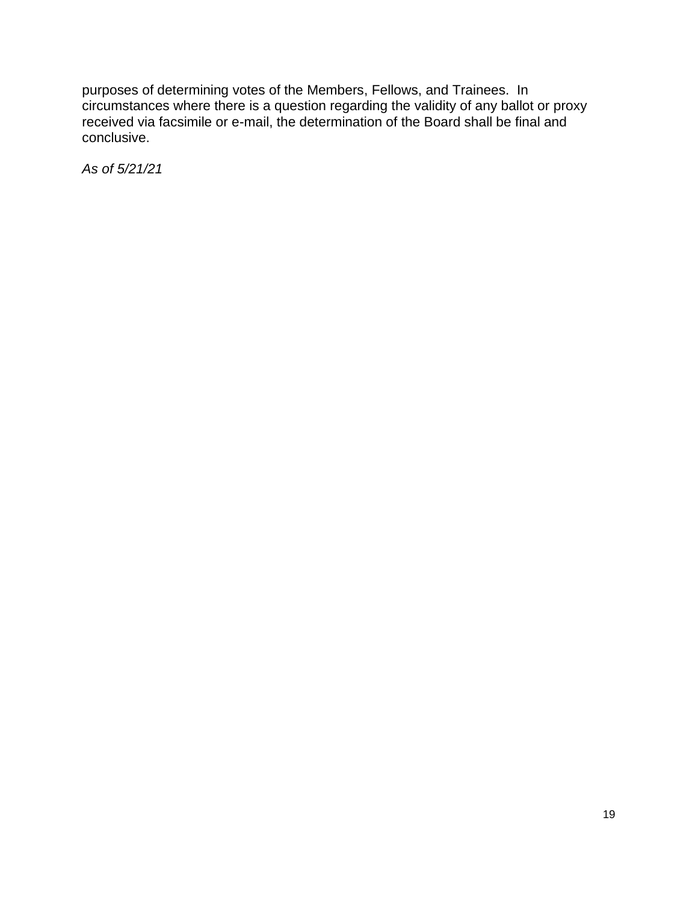purposes of determining votes of the Members, Fellows, and Trainees. In circumstances where there is a question regarding the validity of any ballot or proxy received via facsimile or e-mail, the determination of the Board shall be final and conclusive.

*As of 5/21/21*